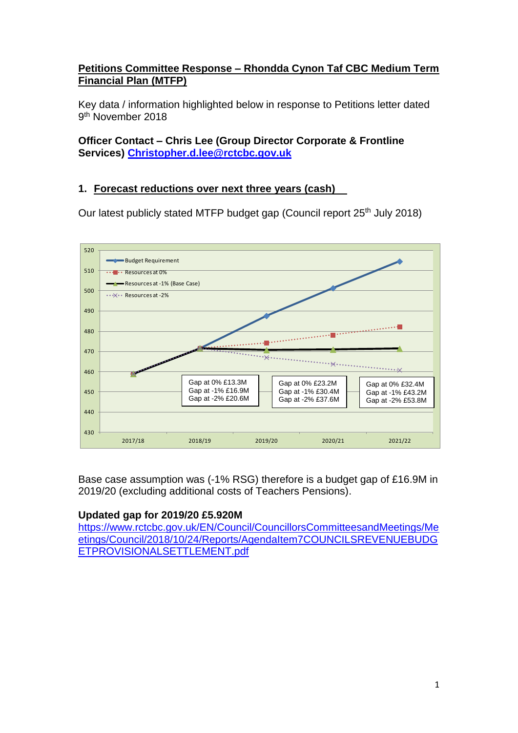**Petitions Committee Response – Rhondda Cynon Taf CBC Medium Term Financial Plan (MTFP)**

Key data / information highlighted below in response to Petitions letter dated 9th November 2018

**Officer Contact – Chris Lee (Group Director Corporate & Frontline Services) Christopher.d.lee@rctcbc.gov.uk**

## 1. Forecast reductions over next three years (cash)

Our latest publicly stated MTFP budget gap (Council report 25th July 2018)

Budget Requirement
Resources at 0%
Resources at -1% (Base Case)
Resources at -2%

| | 2017/18 | 2018/19 | 2019/20 | 2020/21 | 2021/22 |
|---|---|---|---|---|---|
| Gap at 0% | | | £13.3M | £23.2M | £32.4M |
| Gap at -1% | | | £16.9M | £30.4M | £43.2M |
| Gap at -2% | | | £20.6M | £37.6M | £53.8M |

Base case assumption was (-1% RSG) therefore is a budget gap of £16.9M in 2019/20 (excluding additional costs of Teachers Pensions).

**Updated gap for 2019/20 £5.920M**

https://www.rctcbc.gov.uk/EN/Council/CouncillorsCommitteesandMeetings/Meetings/Council/2018/10/24/Reports/AgendaItem7COUNCILSREVENUEBUDGETPROVISIONALSETTLEMENT.pdf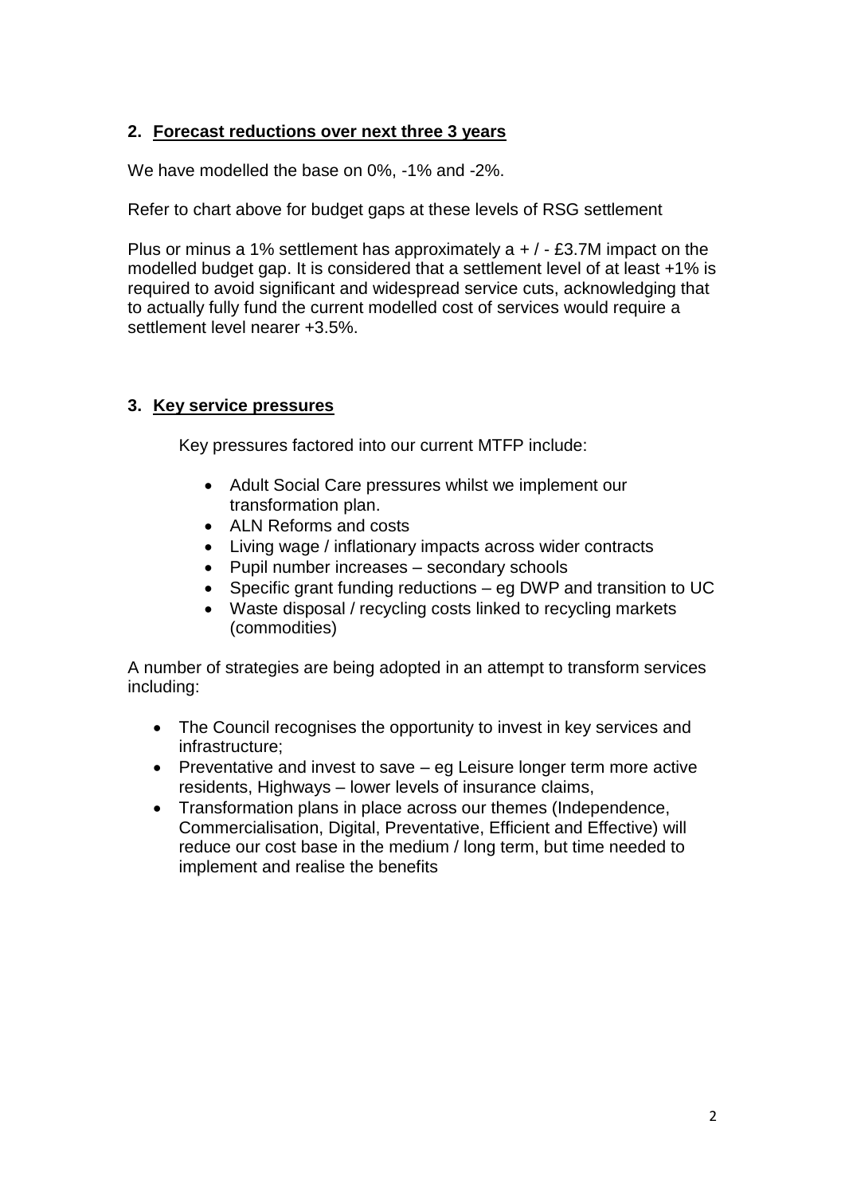## 2. Forecast reductions over next three 3 years

We have modelled the base on 0%, -1% and -2%.

Refer to chart above for budget gaps at these levels of RSG settlement

Plus or minus a 1% settlement has approximately a + / - £3.7M impact on the modelled budget gap. It is considered that a settlement level of at least +1% is required to avoid significant and widespread service cuts, acknowledging that to actually fully fund the current modelled cost of services would require a settlement level nearer +3.5%.

## 3. Key service pressures

Key pressures factored into our current MTFP include:

- Adult Social Care pressures whilst we implement our transformation plan.
- ALN Reforms and costs
- Living wage / inflationary impacts across wider contracts
- Pupil number increases – secondary schools
- Specific grant funding reductions – eg DWP and transition to UC
- Waste disposal / recycling costs linked to recycling markets (commodities)

A number of strategies are being adopted in an attempt to transform services including:

- The Council recognises the opportunity to invest in key services and infrastructure;
- Preventative and invest to save – eg Leisure longer term more active residents, Highways – lower levels of insurance claims,
- Transformation plans in place across our themes (Independence, Commercialisation, Digital, Preventative, Efficient and Effective) will reduce our cost base in the medium / long term, but time needed to implement and realise the benefits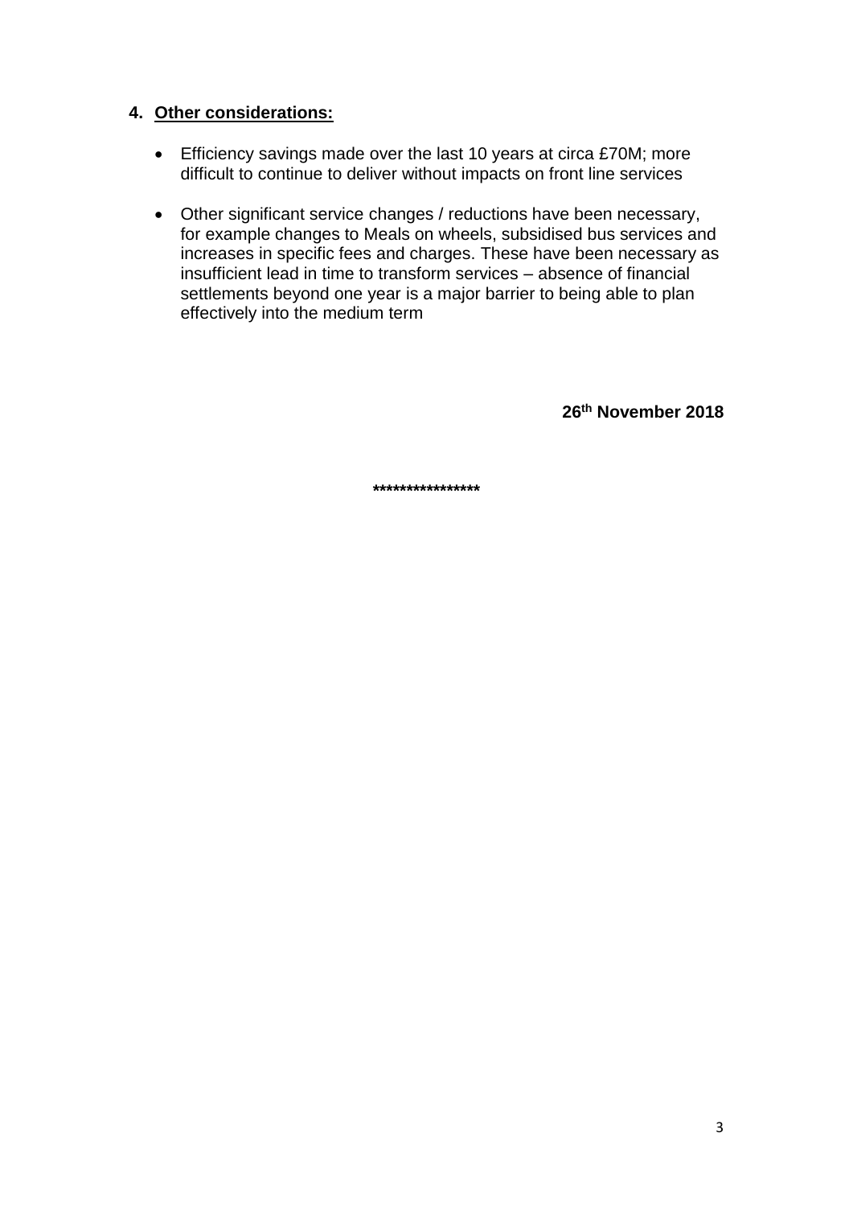## 4. Other considerations:

- Efficiency savings made over the last 10 years at circa £70M; more difficult to continue to deliver without impacts on front line services

- Other significant service changes / reductions have been necessary, for example changes to Meals on wheels, subsidised bus services and increases in specific fees and charges. These have been necessary as insufficient lead in time to transform services – absence of financial settlements beyond one year is a major barrier to being able to plan effectively into the medium term

**26th November 2018**

****************